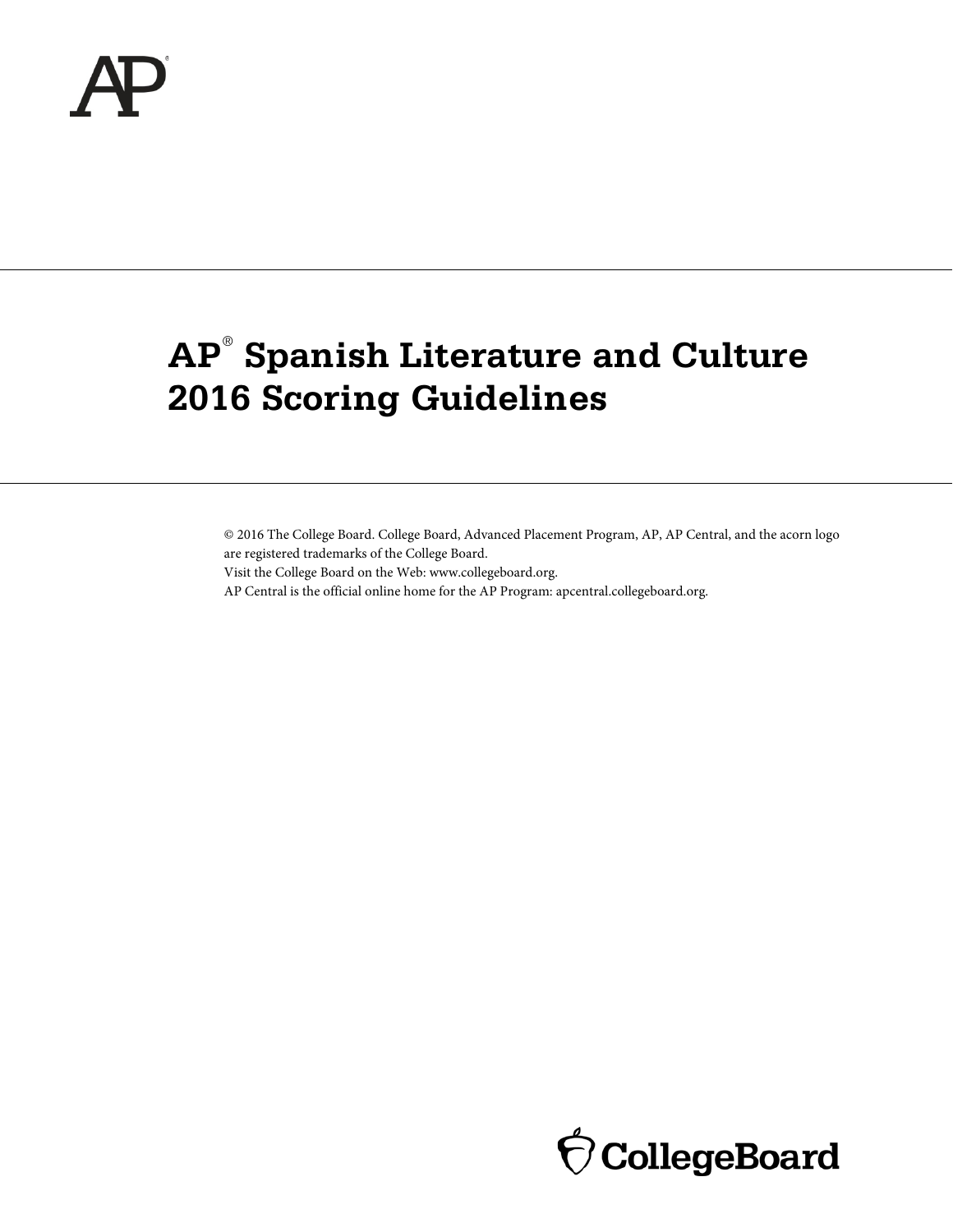# AP® Spanish Literature and Culture 2016 Scoring Guidelines

© 2016 The College Board. College Board, Advanced Placement Program, AP, AP Central, and the acorn logo are registered trademarks of the College Board.
Visit the College Board on the Web: www.collegeboard.org.
AP Central is the official online home for the AP Program: apcentral.collegeboard.org.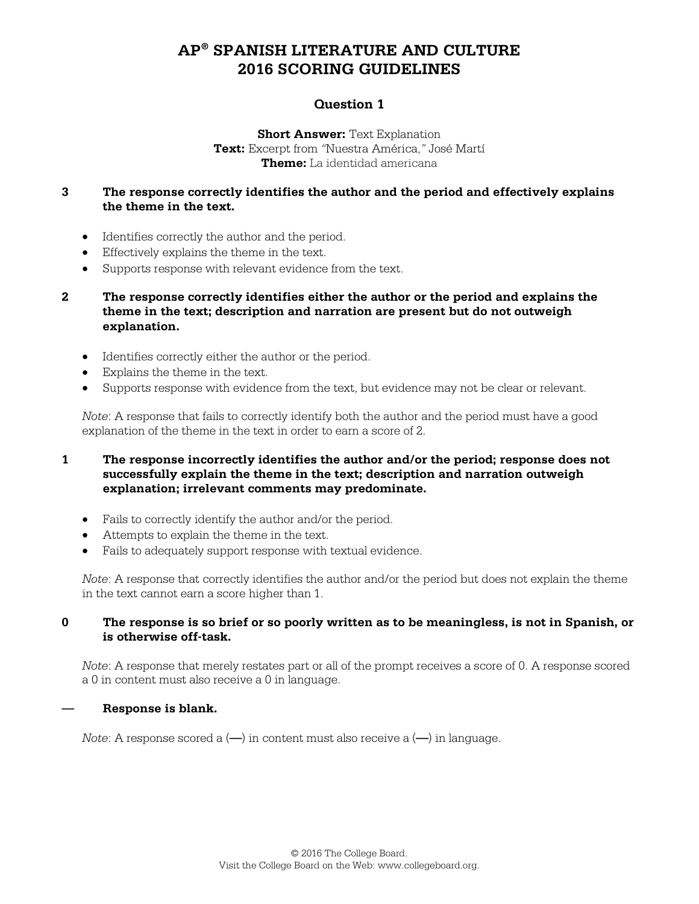# AP® SPANISH LITERATURE AND CULTURE 2016 SCORING GUIDELINES

## Question 1

**Short Answer:** Text Explanation
**Text:** Excerpt from *"Nuestra América,"* José Martí
**Theme:** La identidad americana

**3 The response correctly identifies the author and the period and effectively explains the theme in the text.**

- Identifies correctly the author and the period.
- Effectively explains the theme in the text.
- Supports response with relevant evidence from the text.

**2 The response correctly identifies either the author or the period and explains the theme in the text; description and narration are present but do not outweigh explanation.**

- Identifies correctly either the author or the period.
- Explains the theme in the text.
- Supports response with evidence from the text, but evidence may not be clear or relevant.

*Note*: A response that fails to correctly identify both the author and the period must have a good explanation of the theme in the text in order to earn a score of 2.

**1 The response incorrectly identifies the author and/or the period; response does not successfully explain the theme in the text; description and narration outweigh explanation; irrelevant comments may predominate.**

- Fails to correctly identify the author and/or the period.
- Attempts to explain the theme in the text.
- Fails to adequately support response with textual evidence.

*Note*: A response that correctly identifies the author and/or the period but does not explain the theme in the text cannot earn a score higher than 1.

**0 The response is so brief or so poorly written as to be meaningless, is not in Spanish, or is otherwise off-task.**

*Note*: A response that merely restates part or all of the prompt receives a score of 0. A response scored a 0 in content must also receive a 0 in language.

**— Response is blank.**

*Note*: A response scored a (—) in content must also receive a (—) in language.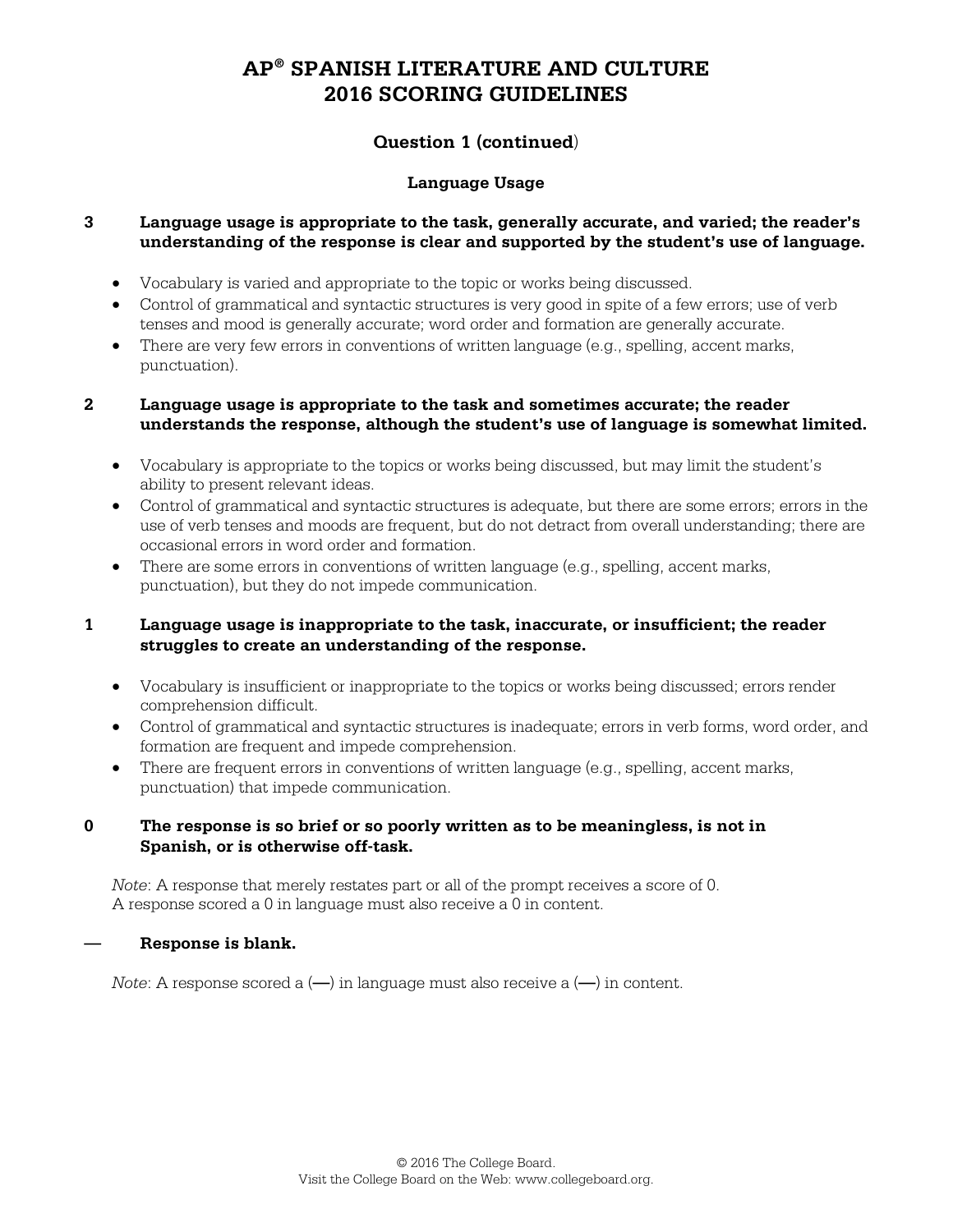# AP® SPANISH LITERATURE AND CULTURE 2016 SCORING GUIDELINES

## Question 1 (continued)

### Language Usage

**3 Language usage is appropriate to the task, generally accurate, and varied; the reader's understanding of the response is clear and supported by the student's use of language.**

- Vocabulary is varied and appropriate to the topic or works being discussed.
- Control of grammatical and syntactic structures is very good in spite of a few errors; use of verb tenses and mood is generally accurate; word order and formation are generally accurate.
- There are very few errors in conventions of written language (e.g., spelling, accent marks, punctuation).

**2 Language usage is appropriate to the task and sometimes accurate; the reader understands the response, although the student's use of language is somewhat limited.**

- Vocabulary is appropriate to the topics or works being discussed, but may limit the student's ability to present relevant ideas.
- Control of grammatical and syntactic structures is adequate, but there are some errors; errors in the use of verb tenses and moods are frequent, but do not detract from overall understanding; there are occasional errors in word order and formation.
- There are some errors in conventions of written language (e.g., spelling, accent marks, punctuation), but they do not impede communication.

**1 Language usage is inappropriate to the task, inaccurate, or insufficient; the reader struggles to create an understanding of the response.**

- Vocabulary is insufficient or inappropriate to the topics or works being discussed; errors render comprehension difficult.
- Control of grammatical and syntactic structures is inadequate; errors in verb forms, word order, and formation are frequent and impede comprehension.
- There are frequent errors in conventions of written language (e.g., spelling, accent marks, punctuation) that impede communication.

**0 The response is so brief or so poorly written as to be meaningless, is not in Spanish, or is otherwise off-task.**

*Note*: A response that merely restates part or all of the prompt receives a score of 0.
A response scored a 0 in language must also receive a 0 in content.

**— Response is blank.**

*Note*: A response scored a (—) in language must also receive a (—) in content.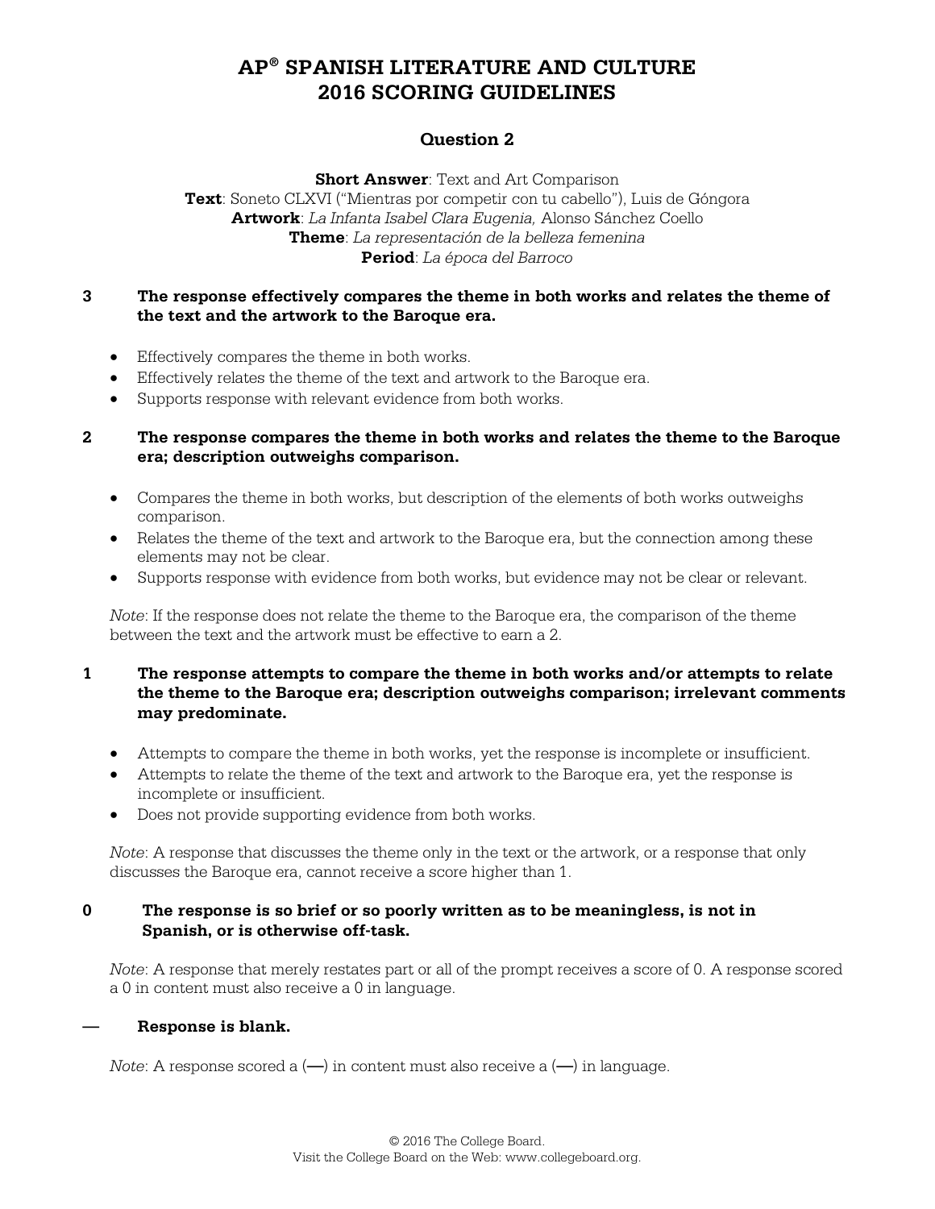# AP® SPANISH LITERATURE AND CULTURE 2016 SCORING GUIDELINES

## Question 2

**Short Answer**: Text and Art Comparison
**Text**: Soneto CLXVI ("Mientras por competir con tu cabello"), Luis de Góngora
**Artwork**: *La Infanta Isabel Clara Eugenia,* Alonso Sánchez Coello
**Theme**: *La representación de la belleza femenina*
**Period**: *La época del Barroco*

**3 The response effectively compares the theme in both works and relates the theme of the text and the artwork to the Baroque era.**

- Effectively compares the theme in both works.
- Effectively relates the theme of the text and artwork to the Baroque era.
- Supports response with relevant evidence from both works.

**2 The response compares the theme in both works and relates the theme to the Baroque era; description outweighs comparison.**

- Compares the theme in both works, but description of the elements of both works outweighs comparison.
- Relates the theme of the text and artwork to the Baroque era, but the connection among these elements may not be clear.
- Supports response with evidence from both works, but evidence may not be clear or relevant.

*Note*: If the response does not relate the theme to the Baroque era, the comparison of the theme between the text and the artwork must be effective to earn a 2.

**1 The response attempts to compare the theme in both works and/or attempts to relate the theme to the Baroque era; description outweighs comparison; irrelevant comments may predominate.**

- Attempts to compare the theme in both works, yet the response is incomplete or insufficient.
- Attempts to relate the theme of the text and artwork to the Baroque era, yet the response is incomplete or insufficient.
- Does not provide supporting evidence from both works.

*Note*: A response that discusses the theme only in the text or the artwork, or a response that only discusses the Baroque era, cannot receive a score higher than 1.

**0 The response is so brief or so poorly written as to be meaningless, is not in Spanish, or is otherwise off-task.**

*Note*: A response that merely restates part or all of the prompt receives a score of 0. A response scored a 0 in content must also receive a 0 in language.

**— Response is blank.**

*Note*: A response scored a (—) in content must also receive a (—) in language.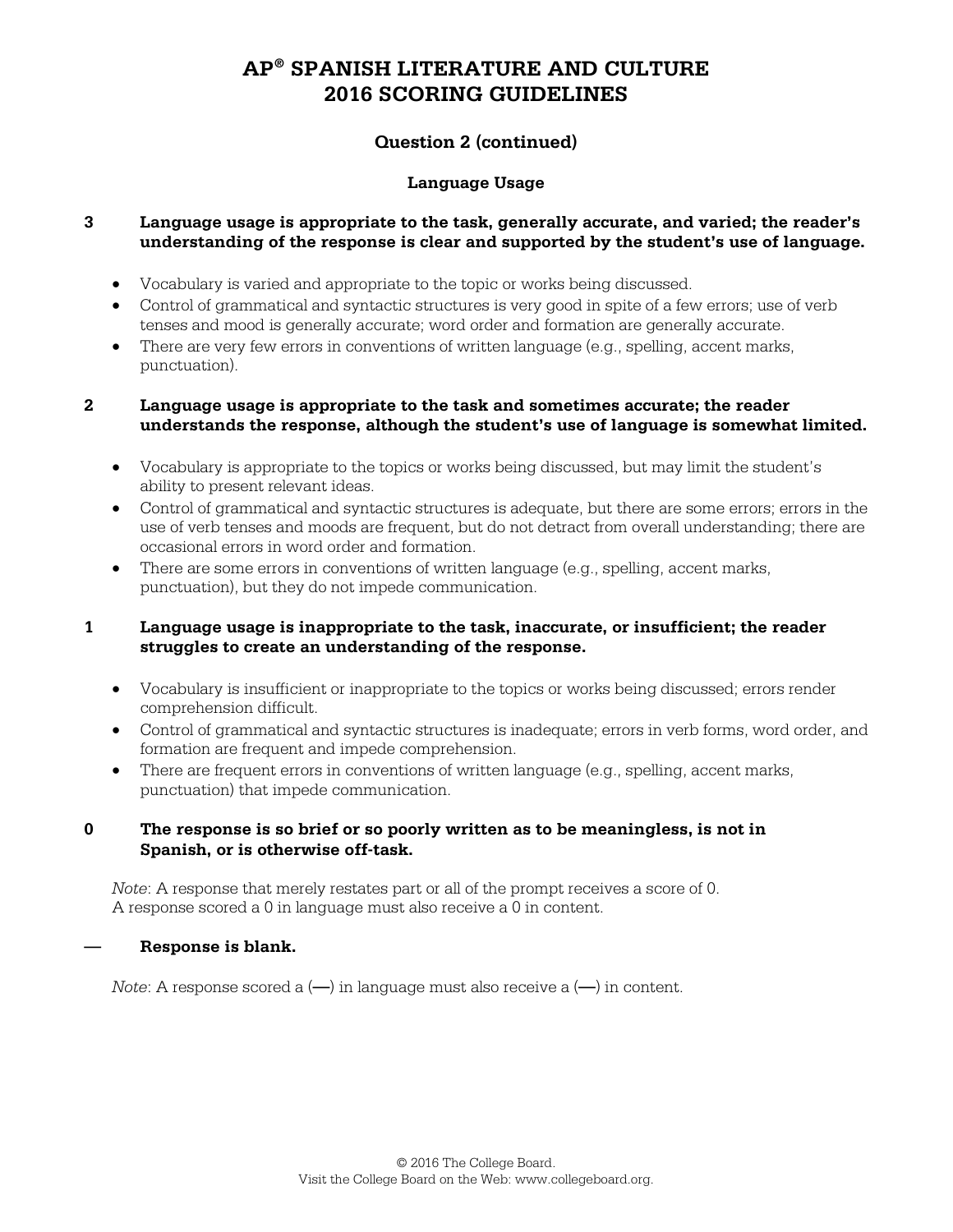# AP® SPANISH LITERATURE AND CULTURE 2016 SCORING GUIDELINES

## Question 2 (continued)

### Language Usage

**3 Language usage is appropriate to the task, generally accurate, and varied; the reader's understanding of the response is clear and supported by the student's use of language.**

- Vocabulary is varied and appropriate to the topic or works being discussed.
- Control of grammatical and syntactic structures is very good in spite of a few errors; use of verb tenses and mood is generally accurate; word order and formation are generally accurate.
- There are very few errors in conventions of written language (e.g., spelling, accent marks, punctuation).

**2 Language usage is appropriate to the task and sometimes accurate; the reader understands the response, although the student's use of language is somewhat limited.**

- Vocabulary is appropriate to the topics or works being discussed, but may limit the student's ability to present relevant ideas.
- Control of grammatical and syntactic structures is adequate, but there are some errors; errors in the use of verb tenses and moods are frequent, but do not detract from overall understanding; there are occasional errors in word order and formation.
- There are some errors in conventions of written language (e.g., spelling, accent marks, punctuation), but they do not impede communication.

**1 Language usage is inappropriate to the task, inaccurate, or insufficient; the reader struggles to create an understanding of the response.**

- Vocabulary is insufficient or inappropriate to the topics or works being discussed; errors render comprehension difficult.
- Control of grammatical and syntactic structures is inadequate; errors in verb forms, word order, and formation are frequent and impede comprehension.
- There are frequent errors in conventions of written language (e.g., spelling, accent marks, punctuation) that impede communication.

**0 The response is so brief or so poorly written as to be meaningless, is not in Spanish, or is otherwise off-task.**

*Note*: A response that merely restates part or all of the prompt receives a score of 0. A response scored a 0 in language must also receive a 0 in content.

**— Response is blank.**

*Note*: A response scored a (—) in language must also receive a (—) in content.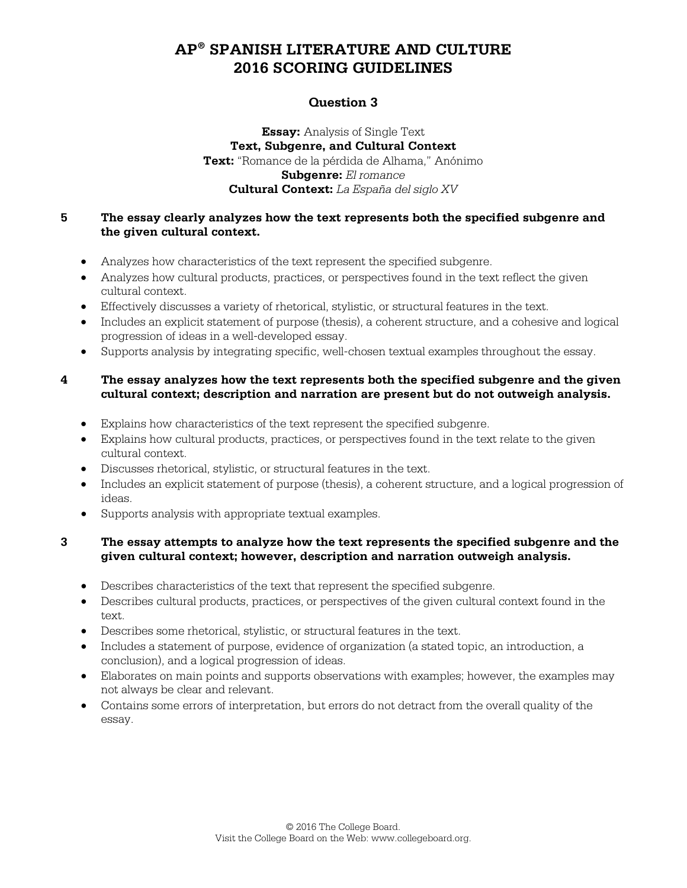# AP® SPANISH LITERATURE AND CULTURE 2016 SCORING GUIDELINES

## Question 3

**Essay:** Analysis of Single Text
**Text, Subgenre, and Cultural Context**
**Text:** "Romance de la pérdida de Alhama," Anónimo
**Subgenre:** *El romance*
**Cultural Context:** *La España del siglo XV*

**5 The essay clearly analyzes how the text represents both the specified subgenre and the given cultural context.**

- Analyzes how characteristics of the text represent the specified subgenre.
- Analyzes how cultural products, practices, or perspectives found in the text reflect the given cultural context.
- Effectively discusses a variety of rhetorical, stylistic, or structural features in the text.
- Includes an explicit statement of purpose (thesis), a coherent structure, and a cohesive and logical progression of ideas in a well-developed essay.
- Supports analysis by integrating specific, well-chosen textual examples throughout the essay.

**4 The essay analyzes how the text represents both the specified subgenre and the given cultural context; description and narration are present but do not outweigh analysis.**

- Explains how characteristics of the text represent the specified subgenre.
- Explains how cultural products, practices, or perspectives found in the text relate to the given cultural context.
- Discusses rhetorical, stylistic, or structural features in the text.
- Includes an explicit statement of purpose (thesis), a coherent structure, and a logical progression of ideas.
- Supports analysis with appropriate textual examples.

**3 The essay attempts to analyze how the text represents the specified subgenre and the given cultural context; however, description and narration outweigh analysis.**

- Describes characteristics of the text that represent the specified subgenre.
- Describes cultural products, practices, or perspectives of the given cultural context found in the text.
- Describes some rhetorical, stylistic, or structural features in the text.
- Includes a statement of purpose, evidence of organization (a stated topic, an introduction, a conclusion), and a logical progression of ideas.
- Elaborates on main points and supports observations with examples; however, the examples may not always be clear and relevant.
- Contains some errors of interpretation, but errors do not detract from the overall quality of the essay.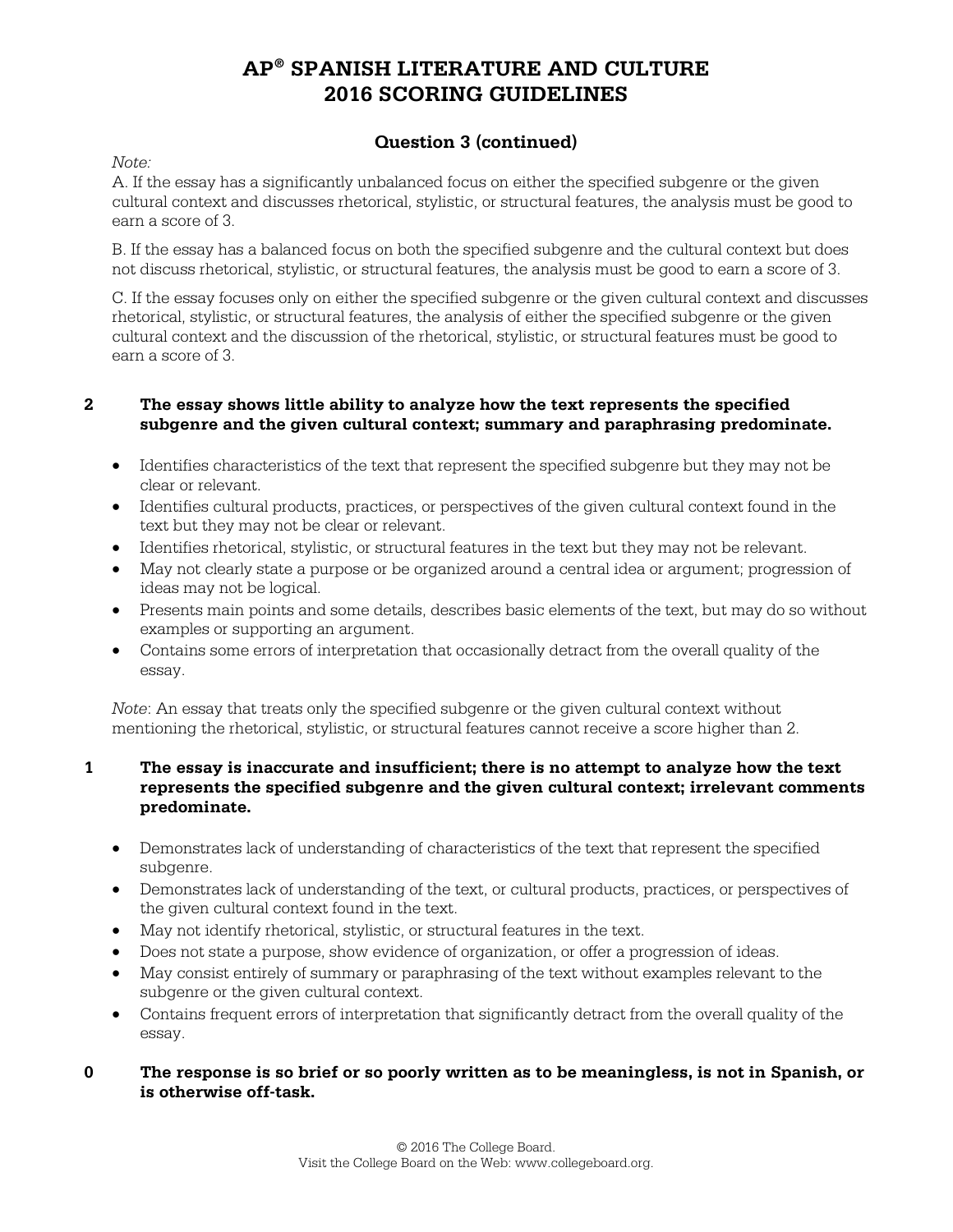# AP® SPANISH LITERATURE AND CULTURE 2016 SCORING GUIDELINES

## Question 3 (continued)

*Note:*

A. If the essay has a significantly unbalanced focus on either the specified subgenre or the given cultural context and discusses rhetorical, stylistic, or structural features, the analysis must be good to earn a score of 3.

B. If the essay has a balanced focus on both the specified subgenre and the cultural context but does not discuss rhetorical, stylistic, or structural features, the analysis must be good to earn a score of 3.

C. If the essay focuses only on either the specified subgenre or the given cultural context and discusses rhetorical, stylistic, or structural features, the analysis of either the specified subgenre or the given cultural context and the discussion of the rhetorical, stylistic, or structural features must be good to earn a score of 3.

**2 The essay shows little ability to analyze how the text represents the specified subgenre and the given cultural context; summary and paraphrasing predominate.**

- Identifies characteristics of the text that represent the specified subgenre but they may not be clear or relevant.
- Identifies cultural products, practices, or perspectives of the given cultural context found in the text but they may not be clear or relevant.
- Identifies rhetorical, stylistic, or structural features in the text but they may not be relevant.
- May not clearly state a purpose or be organized around a central idea or argument; progression of ideas may not be logical.
- Presents main points and some details, describes basic elements of the text, but may do so without examples or supporting an argument.
- Contains some errors of interpretation that occasionally detract from the overall quality of the essay.

*Note*: An essay that treats only the specified subgenre or the given cultural context without mentioning the rhetorical, stylistic, or structural features cannot receive a score higher than 2.

**1 The essay is inaccurate and insufficient; there is no attempt to analyze how the text represents the specified subgenre and the given cultural context; irrelevant comments predominate.**

- Demonstrates lack of understanding of characteristics of the text that represent the specified subgenre.
- Demonstrates lack of understanding of the text, or cultural products, practices, or perspectives of the given cultural context found in the text.
- May not identify rhetorical, stylistic, or structural features in the text.
- Does not state a purpose, show evidence of organization, or offer a progression of ideas.
- May consist entirely of summary or paraphrasing of the text without examples relevant to the subgenre or the given cultural context.
- Contains frequent errors of interpretation that significantly detract from the overall quality of the essay.

**0 The response is so brief or so poorly written as to be meaningless, is not in Spanish, or is otherwise off-task.**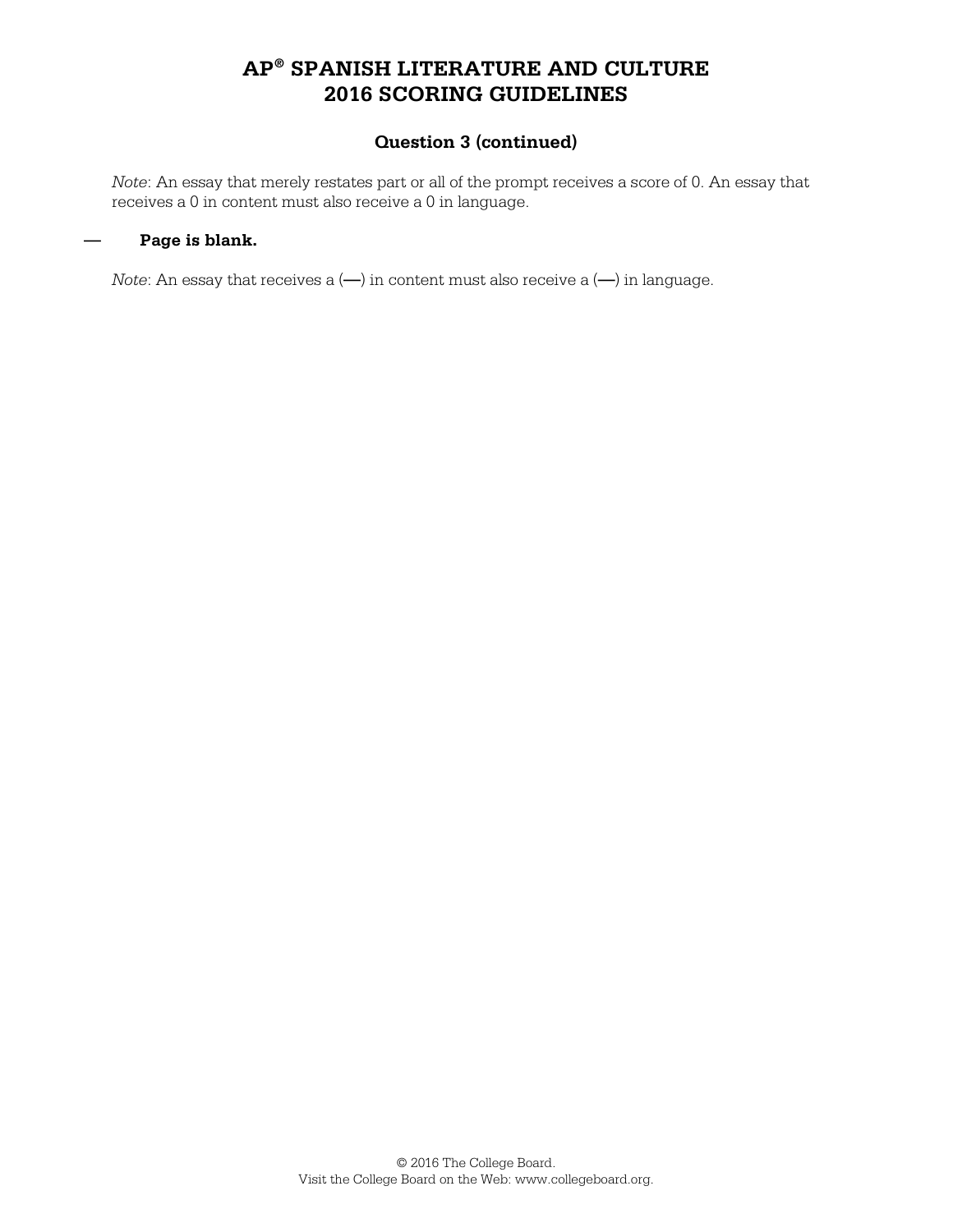# AP® SPANISH LITERATURE AND CULTURE 2016 SCORING GUIDELINES

## Question 3 (continued)

*Note*: An essay that merely restates part or all of the prompt receives a score of 0. An essay that receives a 0 in content must also receive a 0 in language.

**—　　Page is blank.**

*Note*: An essay that receives a (—) in content must also receive a (—) in language.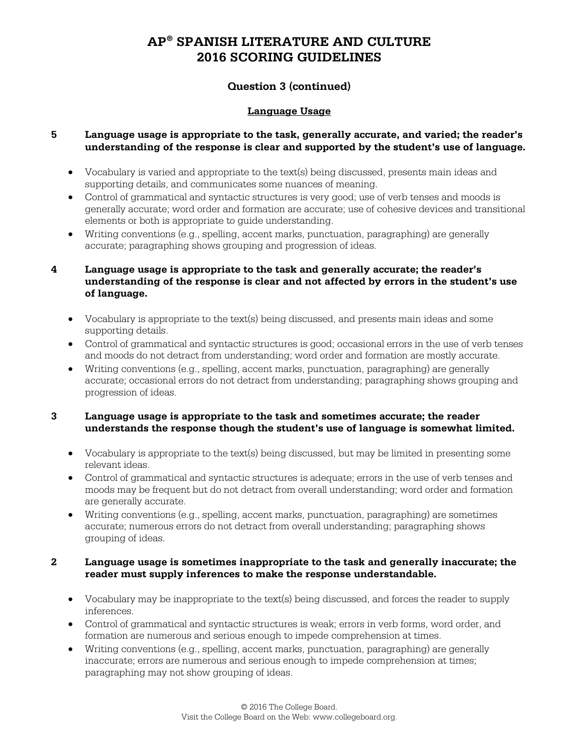# AP® SPANISH LITERATURE AND CULTURE 2016 SCORING GUIDELINES

## Question 3 (continued)

### Language Usage

**5 Language usage is appropriate to the task, generally accurate, and varied; the reader's understanding of the response is clear and supported by the student's use of language.**

- Vocabulary is varied and appropriate to the text(s) being discussed, presents main ideas and supporting details, and communicates some nuances of meaning.
- Control of grammatical and syntactic structures is very good; use of verb tenses and moods is generally accurate; word order and formation are accurate; use of cohesive devices and transitional elements or both is appropriate to guide understanding.
- Writing conventions (e.g., spelling, accent marks, punctuation, paragraphing) are generally accurate; paragraphing shows grouping and progression of ideas.

**4 Language usage is appropriate to the task and generally accurate; the reader's understanding of the response is clear and not affected by errors in the student's use of language.**

- Vocabulary is appropriate to the text(s) being discussed, and presents main ideas and some supporting details.
- Control of grammatical and syntactic structures is good; occasional errors in the use of verb tenses and moods do not detract from understanding; word order and formation are mostly accurate.
- Writing conventions (e.g., spelling, accent marks, punctuation, paragraphing) are generally accurate; occasional errors do not detract from understanding; paragraphing shows grouping and progression of ideas.

**3 Language usage is appropriate to the task and sometimes accurate; the reader understands the response though the student's use of language is somewhat limited.**

- Vocabulary is appropriate to the text(s) being discussed, but may be limited in presenting some relevant ideas.
- Control of grammatical and syntactic structures is adequate; errors in the use of verb tenses and moods may be frequent but do not detract from overall understanding; word order and formation are generally accurate.
- Writing conventions (e.g., spelling, accent marks, punctuation, paragraphing) are sometimes accurate; numerous errors do not detract from overall understanding; paragraphing shows grouping of ideas.

**2 Language usage is sometimes inappropriate to the task and generally inaccurate; the reader must supply inferences to make the response understandable.**

- Vocabulary may be inappropriate to the text(s) being discussed, and forces the reader to supply inferences.
- Control of grammatical and syntactic structures is weak; errors in verb forms, word order, and formation are numerous and serious enough to impede comprehension at times.
- Writing conventions (e.g., spelling, accent marks, punctuation, paragraphing) are generally inaccurate; errors are numerous and serious enough to impede comprehension at times; paragraphing may not show grouping of ideas.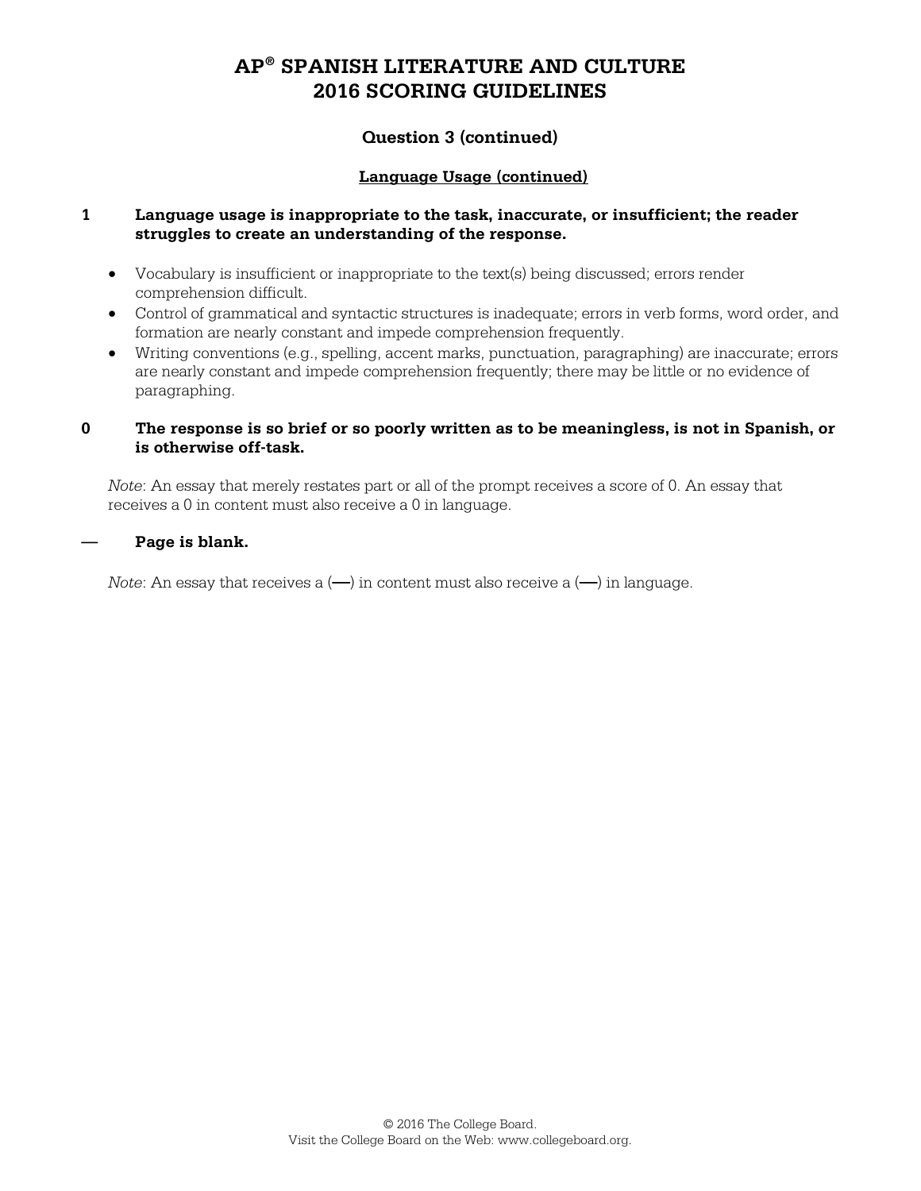# AP® SPANISH LITERATURE AND CULTURE 2016 SCORING GUIDELINES

## Question 3 (continued)

### Language Usage (continued)

**1 Language usage is inappropriate to the task, inaccurate, or insufficient; the reader struggles to create an understanding of the response.**

- Vocabulary is insufficient or inappropriate to the text(s) being discussed; errors render comprehension difficult.
- Control of grammatical and syntactic structures is inadequate; errors in verb forms, word order, and formation are nearly constant and impede comprehension frequently.
- Writing conventions (e.g., spelling, accent marks, punctuation, paragraphing) are inaccurate; errors are nearly constant and impede comprehension frequently; there may be little or no evidence of paragraphing.

**0 The response is so brief or so poorly written as to be meaningless, is not in Spanish, or is otherwise off-task.**

*Note*: An essay that merely restates part or all of the prompt receives a score of 0. An essay that receives a 0 in content must also receive a 0 in language.

**— Page is blank.**

*Note*: An essay that receives a (—) in content must also receive a (—) in language.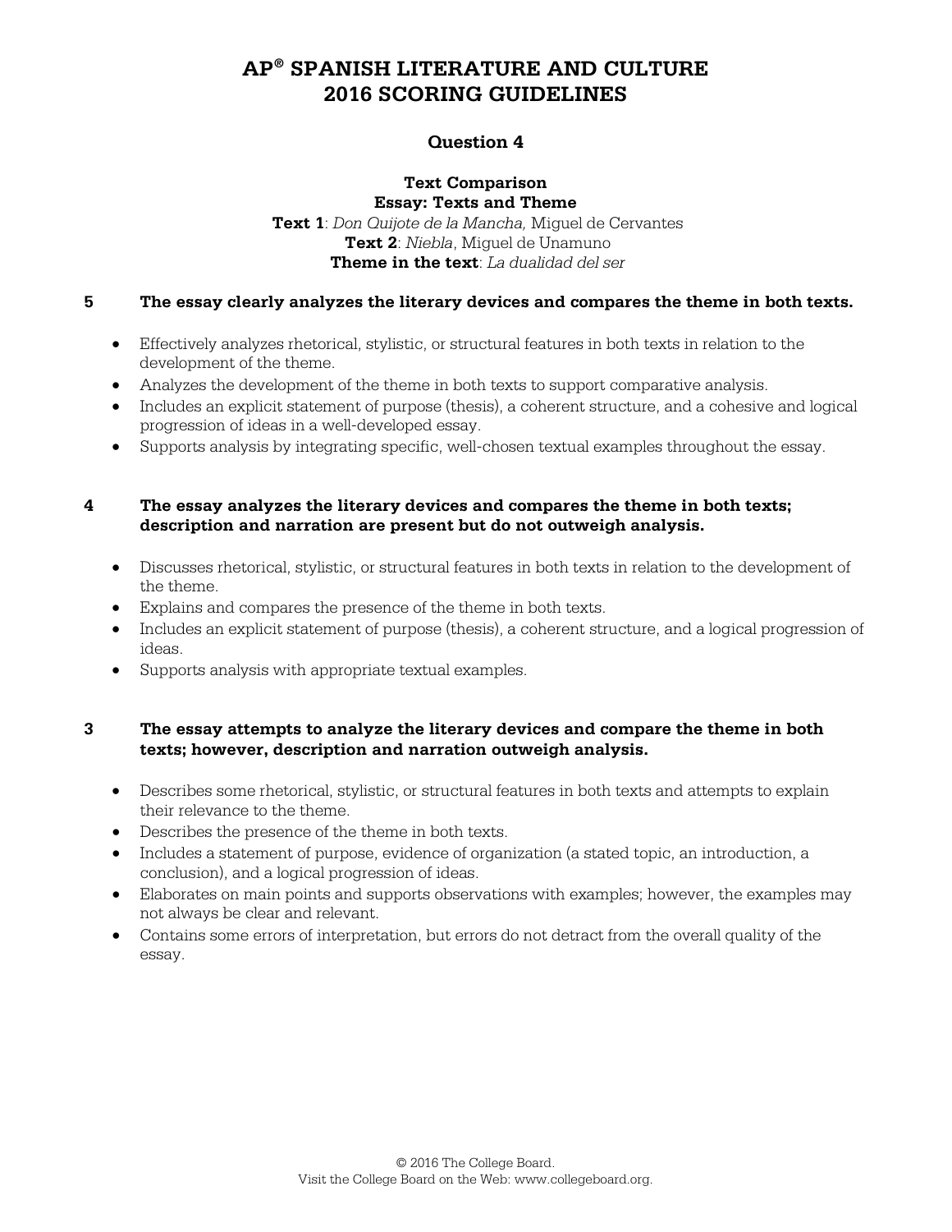# AP® SPANISH LITERATURE AND CULTURE 2016 SCORING GUIDELINES

## Question 4

**Text Comparison**
**Essay: Texts and Theme**
**Text 1**: *Don Quijote de la Mancha,* Miguel de Cervantes
**Text 2**: *Niebla*, Miguel de Unamuno
**Theme in the text**: *La dualidad del ser*

**5 The essay clearly analyzes the literary devices and compares the theme in both texts.**

- Effectively analyzes rhetorical, stylistic, or structural features in both texts in relation to the development of the theme.
- Analyzes the development of the theme in both texts to support comparative analysis.
- Includes an explicit statement of purpose (thesis), a coherent structure, and a cohesive and logical progression of ideas in a well-developed essay.
- Supports analysis by integrating specific, well-chosen textual examples throughout the essay.

**4 The essay analyzes the literary devices and compares the theme in both texts; description and narration are present but do not outweigh analysis.**

- Discusses rhetorical, stylistic, or structural features in both texts in relation to the development of the theme.
- Explains and compares the presence of the theme in both texts.
- Includes an explicit statement of purpose (thesis), a coherent structure, and a logical progression of ideas.
- Supports analysis with appropriate textual examples.

**3 The essay attempts to analyze the literary devices and compare the theme in both texts; however, description and narration outweigh analysis.**

- Describes some rhetorical, stylistic, or structural features in both texts and attempts to explain their relevance to the theme.
- Describes the presence of the theme in both texts.
- Includes a statement of purpose, evidence of organization (a stated topic, an introduction, a conclusion), and a logical progression of ideas.
- Elaborates on main points and supports observations with examples; however, the examples may not always be clear and relevant.
- Contains some errors of interpretation, but errors do not detract from the overall quality of the essay.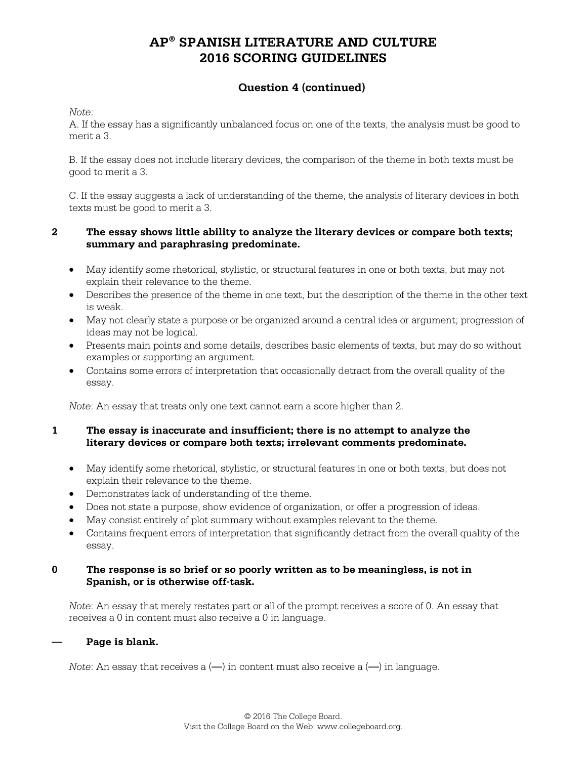# AP® SPANISH LITERATURE AND CULTURE 2016 SCORING GUIDELINES

## Question 4 (continued)

*Note*:

A. If the essay has a significantly unbalanced focus on one of the texts, the analysis must be good to merit a 3.

B. If the essay does not include literary devices, the comparison of the theme in both texts must be good to merit a 3.

C. If the essay suggests a lack of understanding of the theme, the analysis of literary devices in both texts must be good to merit a 3.

**2 The essay shows little ability to analyze the literary devices or compare both texts; summary and paraphrasing predominate.**

- May identify some rhetorical, stylistic, or structural features in one or both texts, but may not explain their relevance to the theme.
- Describes the presence of the theme in one text, but the description of the theme in the other text is weak.
- May not clearly state a purpose or be organized around a central idea or argument; progression of ideas may not be logical.
- Presents main points and some details, describes basic elements of texts, but may do so without examples or supporting an argument.
- Contains some errors of interpretation that occasionally detract from the overall quality of the essay.

*Note*: An essay that treats only one text cannot earn a score higher than 2.

**1 The essay is inaccurate and insufficient; there is no attempt to analyze the literary devices or compare both texts; irrelevant comments predominate.**

- May identify some rhetorical, stylistic, or structural features in one or both texts, but does not explain their relevance to the theme.
- Demonstrates lack of understanding of the theme.
- Does not state a purpose, show evidence of organization, or offer a progression of ideas.
- May consist entirely of plot summary without examples relevant to the theme.
- Contains frequent errors of interpretation that significantly detract from the overall quality of the essay.

**0 The response is so brief or so poorly written as to be meaningless, is not in Spanish, or is otherwise off-task.**

*Note*: An essay that merely restates part or all of the prompt receives a score of 0. An essay that receives a 0 in content must also receive a 0 in language.

**— Page is blank.**

*Note*: An essay that receives a (—) in content must also receive a (—) in language.

© 2016 The College Board.
Visit the College Board on the Web: www.collegeboard.org.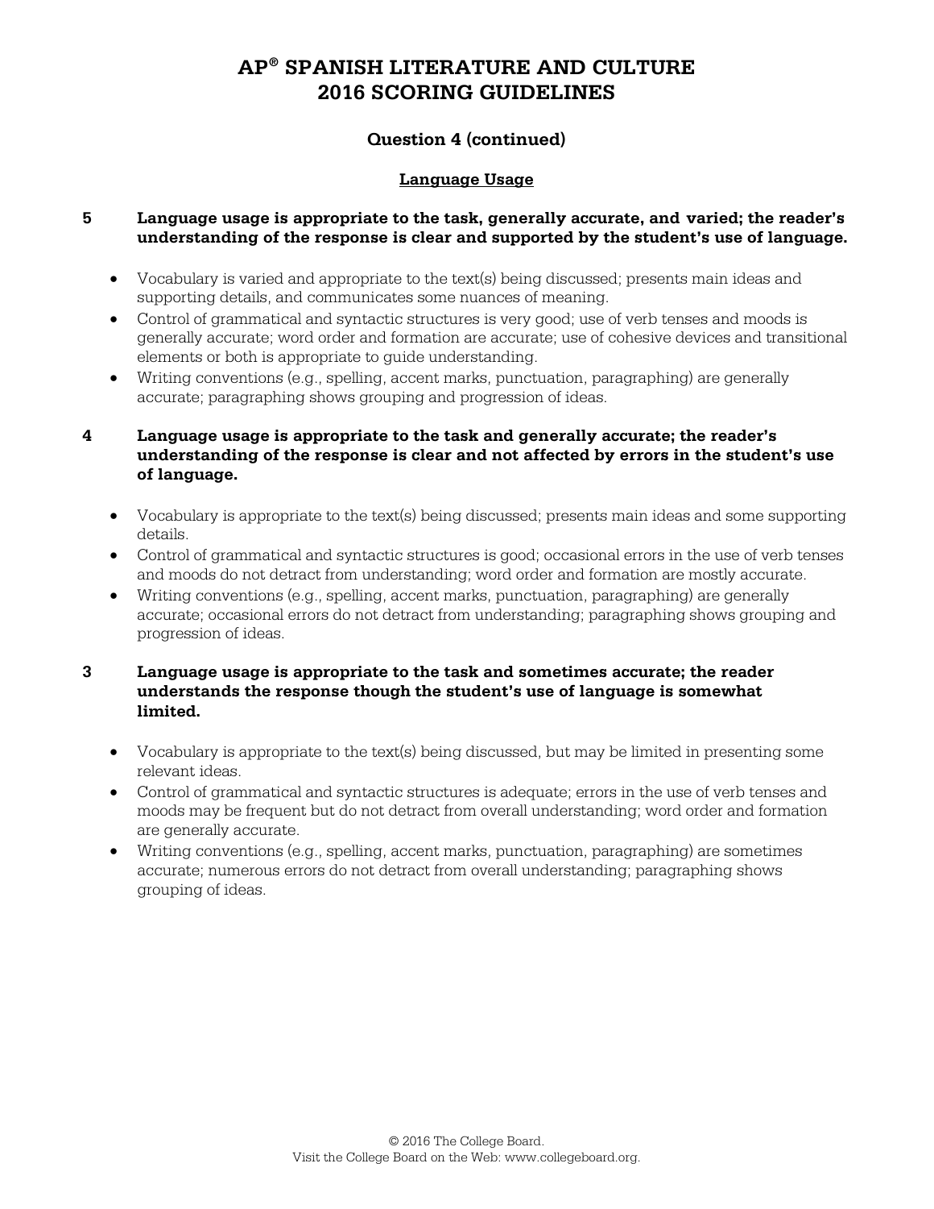# AP® SPANISH LITERATURE AND CULTURE 2016 SCORING GUIDELINES

## Question 4 (continued)

### Language Usage

**5 Language usage is appropriate to the task, generally accurate, and varied; the reader's understanding of the response is clear and supported by the student's use of language.**

- Vocabulary is varied and appropriate to the text(s) being discussed; presents main ideas and supporting details, and communicates some nuances of meaning.
- Control of grammatical and syntactic structures is very good; use of verb tenses and moods is generally accurate; word order and formation are accurate; use of cohesive devices and transitional elements or both is appropriate to guide understanding.
- Writing conventions (e.g., spelling, accent marks, punctuation, paragraphing) are generally accurate; paragraphing shows grouping and progression of ideas.

**4 Language usage is appropriate to the task and generally accurate; the reader's understanding of the response is clear and not affected by errors in the student's use of language.**

- Vocabulary is appropriate to the text(s) being discussed; presents main ideas and some supporting details.
- Control of grammatical and syntactic structures is good; occasional errors in the use of verb tenses and moods do not detract from understanding; word order and formation are mostly accurate.
- Writing conventions (e.g., spelling, accent marks, punctuation, paragraphing) are generally accurate; occasional errors do not detract from understanding; paragraphing shows grouping and progression of ideas.

**3 Language usage is appropriate to the task and sometimes accurate; the reader understands the response though the student's use of language is somewhat limited.**

- Vocabulary is appropriate to the text(s) being discussed, but may be limited in presenting some relevant ideas.
- Control of grammatical and syntactic structures is adequate; errors in the use of verb tenses and moods may be frequent but do not detract from overall understanding; word order and formation are generally accurate.
- Writing conventions (e.g., spelling, accent marks, punctuation, paragraphing) are sometimes accurate; numerous errors do not detract from overall understanding; paragraphing shows grouping of ideas.

© 2016 The College Board.
Visit the College Board on the Web: www.collegeboard.org.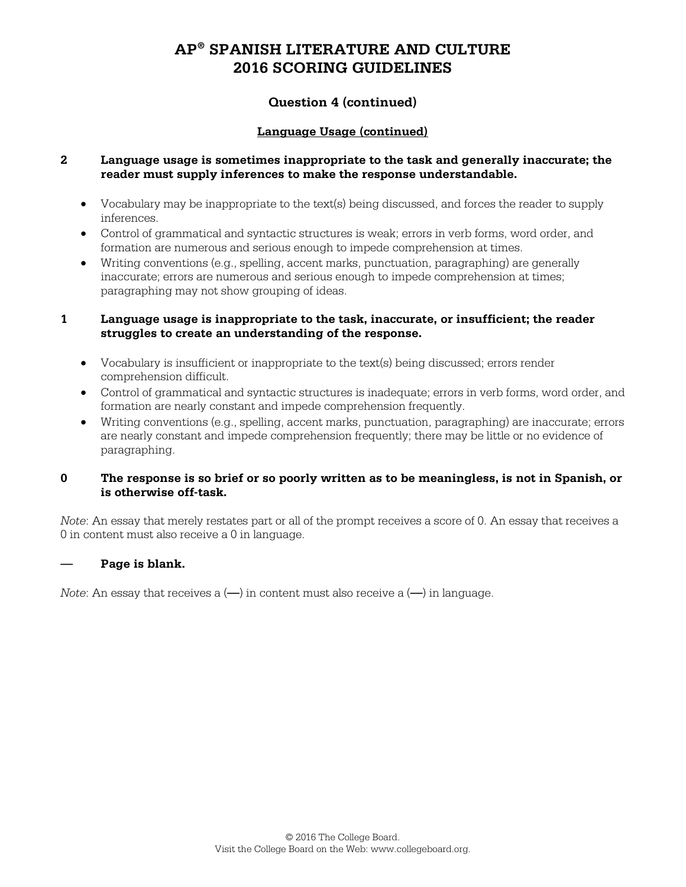# AP® SPANISH LITERATURE AND CULTURE 2016 SCORING GUIDELINES

## Question 4 (continued)

### Language Usage (continued)

**2 Language usage is sometimes inappropriate to the task and generally inaccurate; the reader must supply inferences to make the response understandable.**

- Vocabulary may be inappropriate to the text(s) being discussed, and forces the reader to supply inferences.
- Control of grammatical and syntactic structures is weak; errors in verb forms, word order, and formation are numerous and serious enough to impede comprehension at times.
- Writing conventions (e.g., spelling, accent marks, punctuation, paragraphing) are generally inaccurate; errors are numerous and serious enough to impede comprehension at times; paragraphing may not show grouping of ideas.

**1 Language usage is inappropriate to the task, inaccurate, or insufficient; the reader struggles to create an understanding of the response.**

- Vocabulary is insufficient or inappropriate to the text(s) being discussed; errors render comprehension difficult.
- Control of grammatical and syntactic structures is inadequate; errors in verb forms, word order, and formation are nearly constant and impede comprehension frequently.
- Writing conventions (e.g., spelling, accent marks, punctuation, paragraphing) are inaccurate; errors are nearly constant and impede comprehension frequently; there may be little or no evidence of paragraphing.

**0 The response is so brief or so poorly written as to be meaningless, is not in Spanish, or is otherwise off-task.**

*Note*: An essay that merely restates part or all of the prompt receives a score of 0. An essay that receives a 0 in content must also receive a 0 in language.

**— Page is blank.**

*Note*: An essay that receives a (—) in content must also receive a (—) in language.